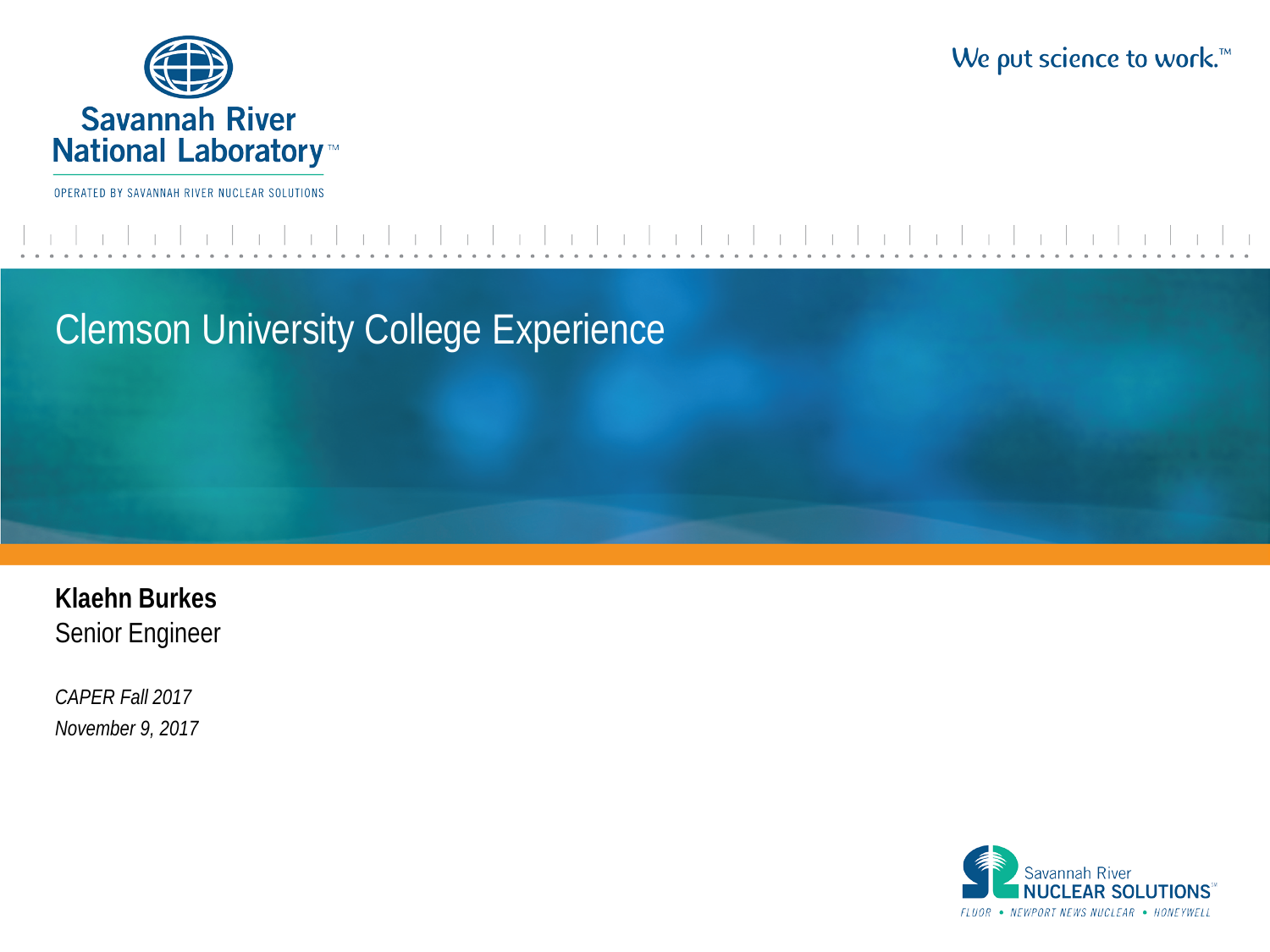Savannah River National Laboratory™

OPERATED BY SAVANNAH RIVER NUCLEAR SOLUTIONS

We put science to work.™

# Clemson University College Experience

**Klaehn Burkes**
Senior Engineer

*CAPER Fall 2017*
*November 9, 2017*

Savannah River NUCLEAR SOLUTIONS℠
FLUOR • NEWPORT NEWS NUCLEAR • HONEYWELL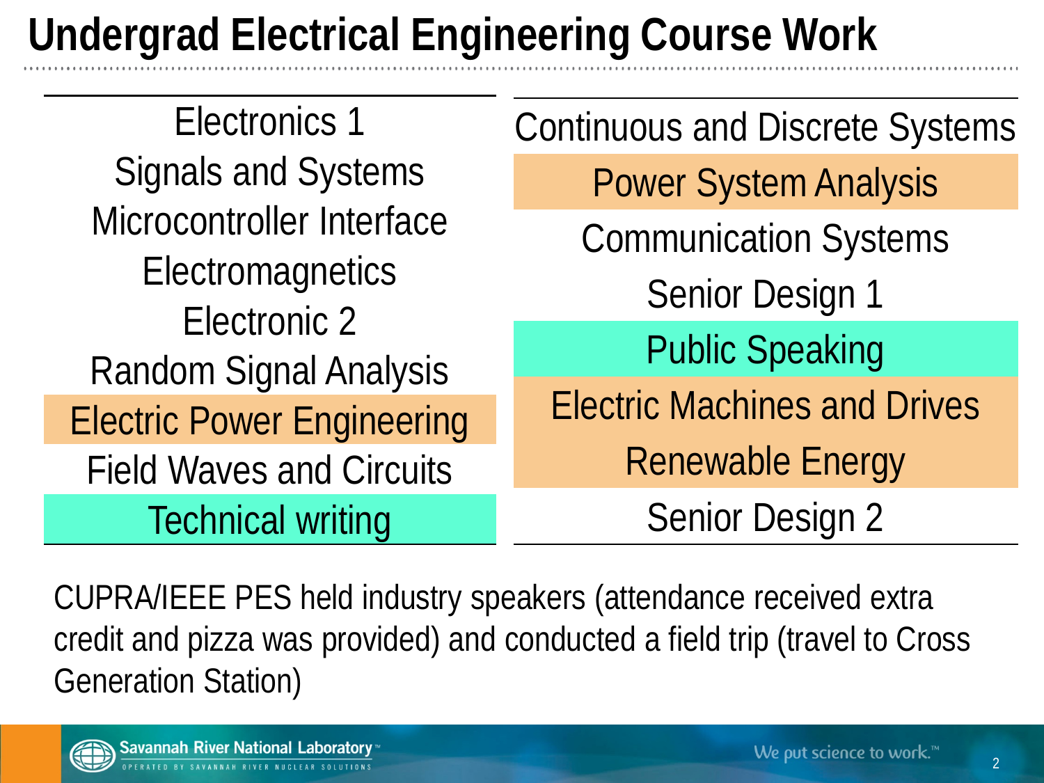# Undergrad Electrical Engineering Course Work

| | |
|---|---|
| Electronics 1 | Continuous and Discrete Systems |
| Signals and Systems | Power System Analysis |
| Microcontroller Interface | Communication Systems |
| Electromagnetics | Senior Design 1 |
| Electronic 2 | Public Speaking |
| Random Signal Analysis | Electric Machines and Drives |
| Electric Power Engineering | Renewable Energy |
| Field Waves and Circuits | Senior Design 2 |
| Technical writing | |

CUPRA/IEEE PES held industry speakers (attendance received extra credit and pizza was provided) and conducted a field trip (travel to Cross Generation Station)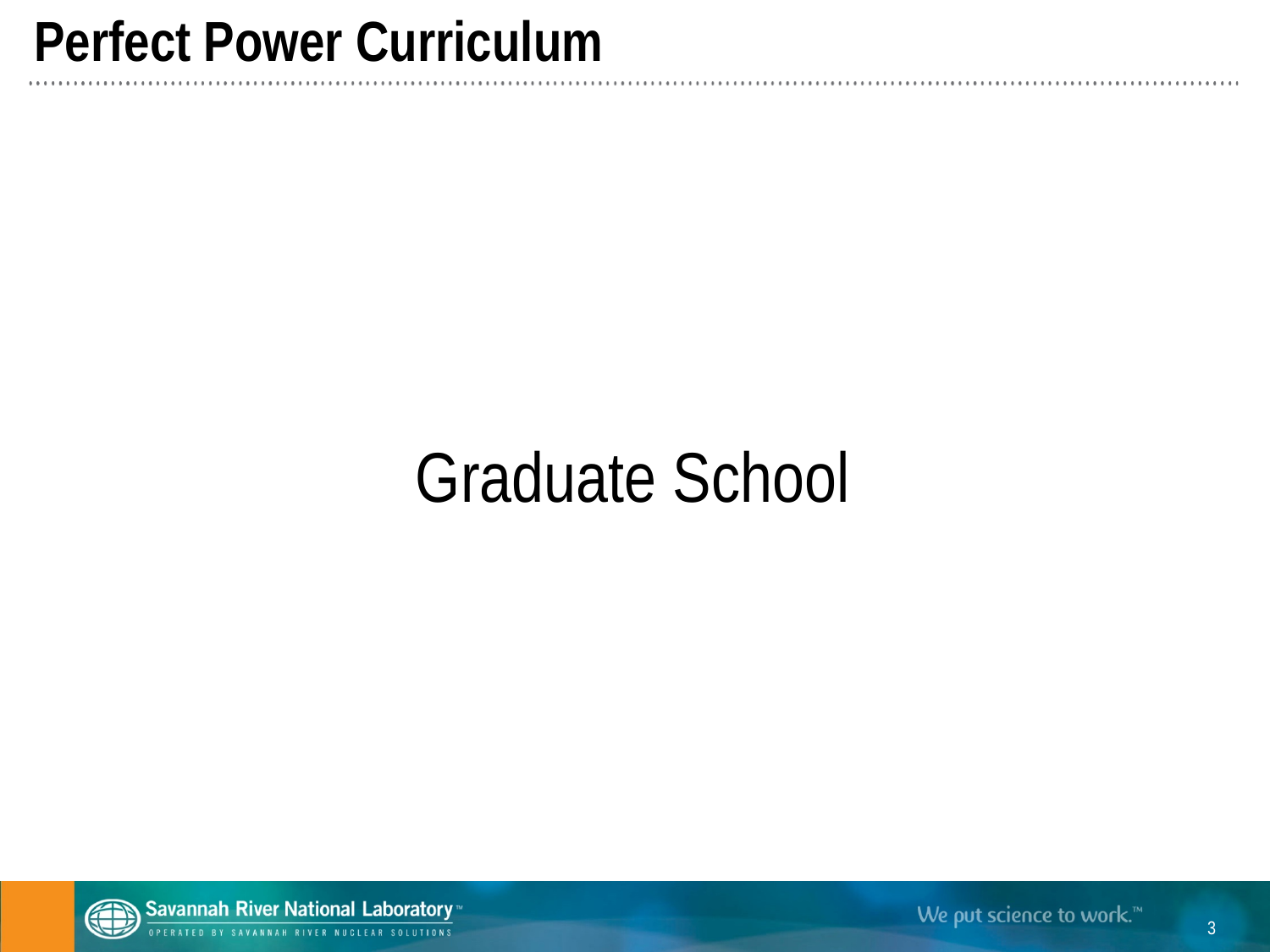# Perfect Power Curriculum

Graduate School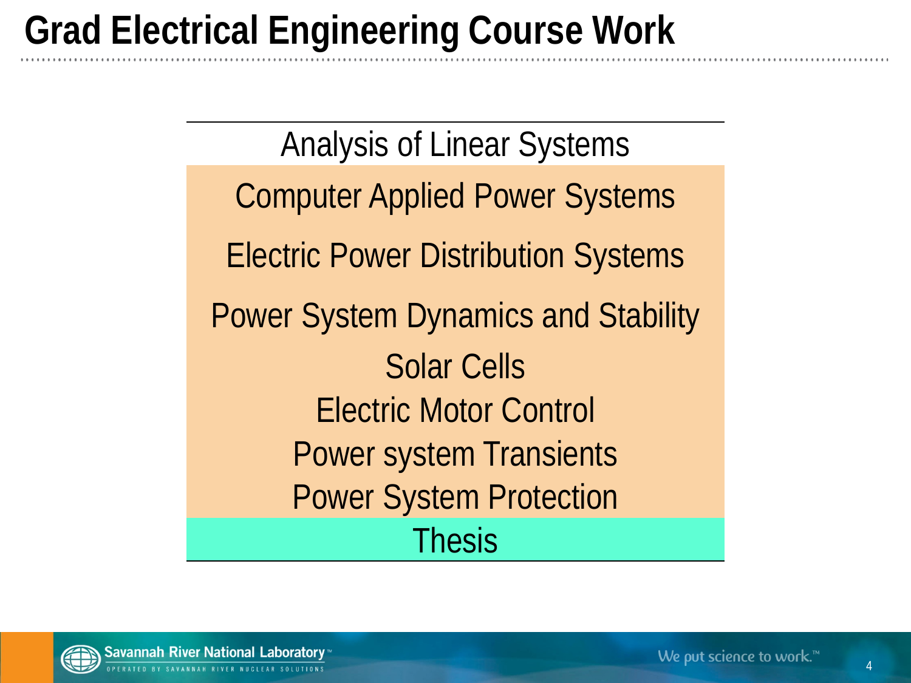# Grad Electrical Engineering Course Work

| Analysis of Linear Systems |
|---|
| Computer Applied Power Systems |
| Electric Power Distribution Systems |
| Power System Dynamics and Stability |
| Solar Cells |
| Electric Motor Control |
| Power system Transients |
| Power System Protection |
| Thesis |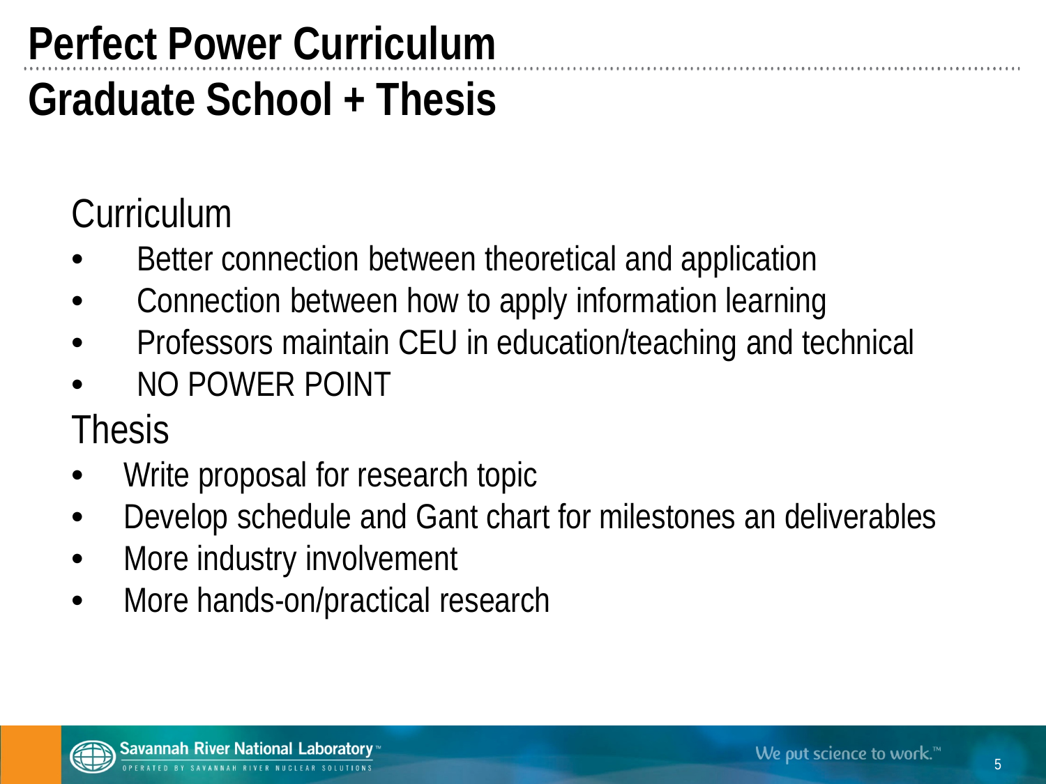# Perfect Power Curriculum

## Graduate School + Thesis

### Curriculum

- Better connection between theoretical and application
- Connection between how to apply information learning
- Professors maintain CEU in education/teaching and technical
- NO POWER POINT

### Thesis

- Write proposal for research topic
- Develop schedule and Gant chart for milestones an deliverables
- More industry involvement
- More hands-on/practical research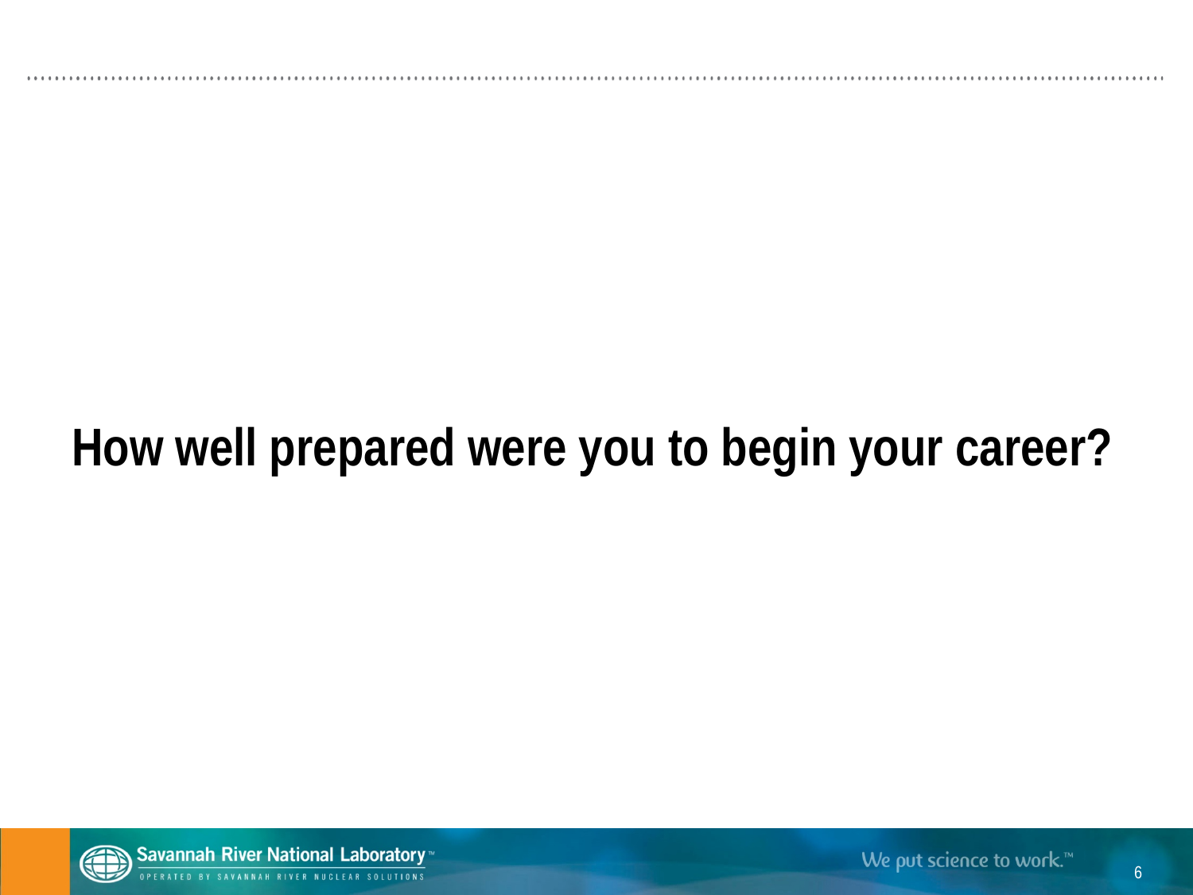# How well prepared were you to begin your career?